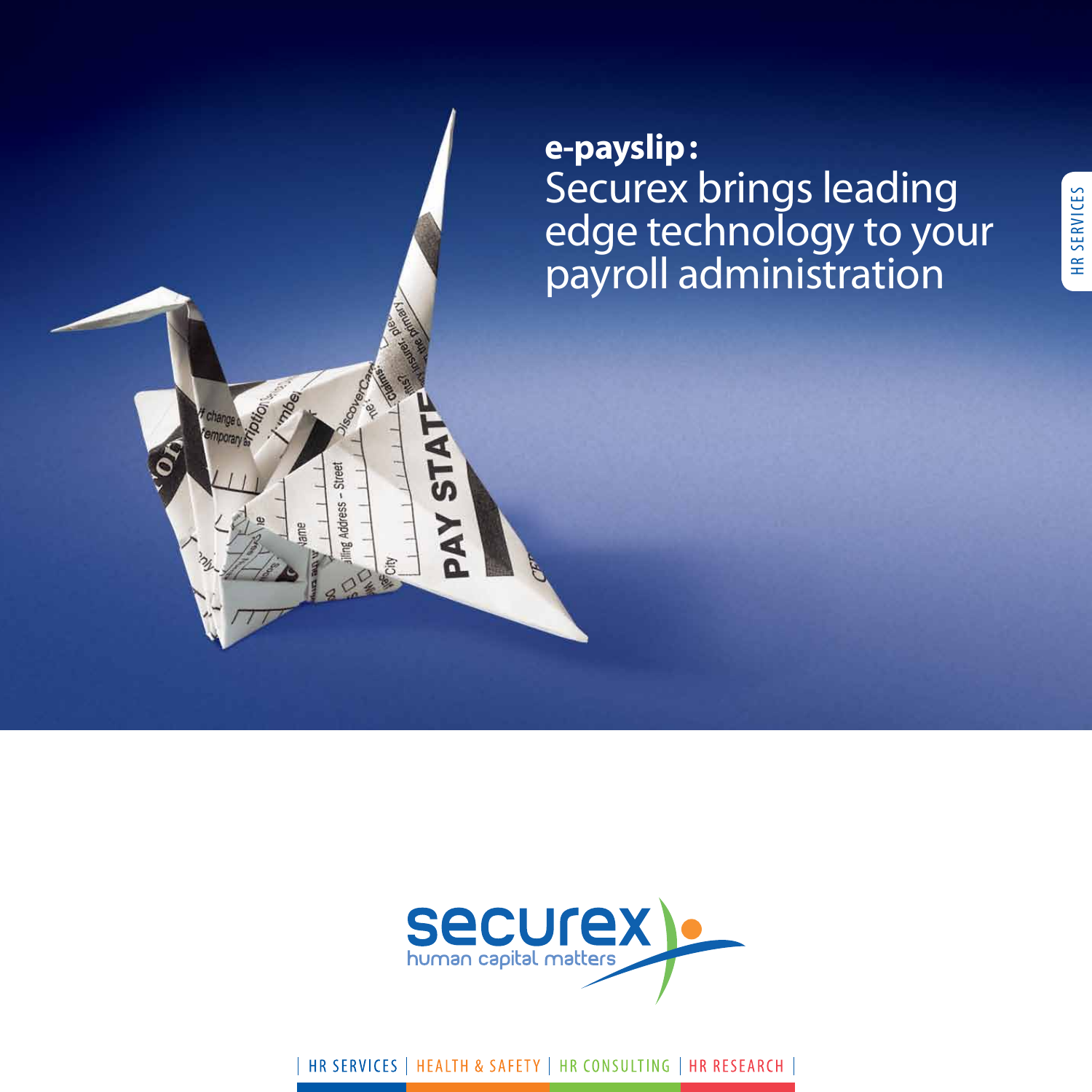# **e-payslip:** Securex brings leading edge technology to your payroll administration

HR SERVICES

securex
human capital matters

| HR SERVICES | HEALTH & SAFETY | HR CONSULTING | HR RESEARCH |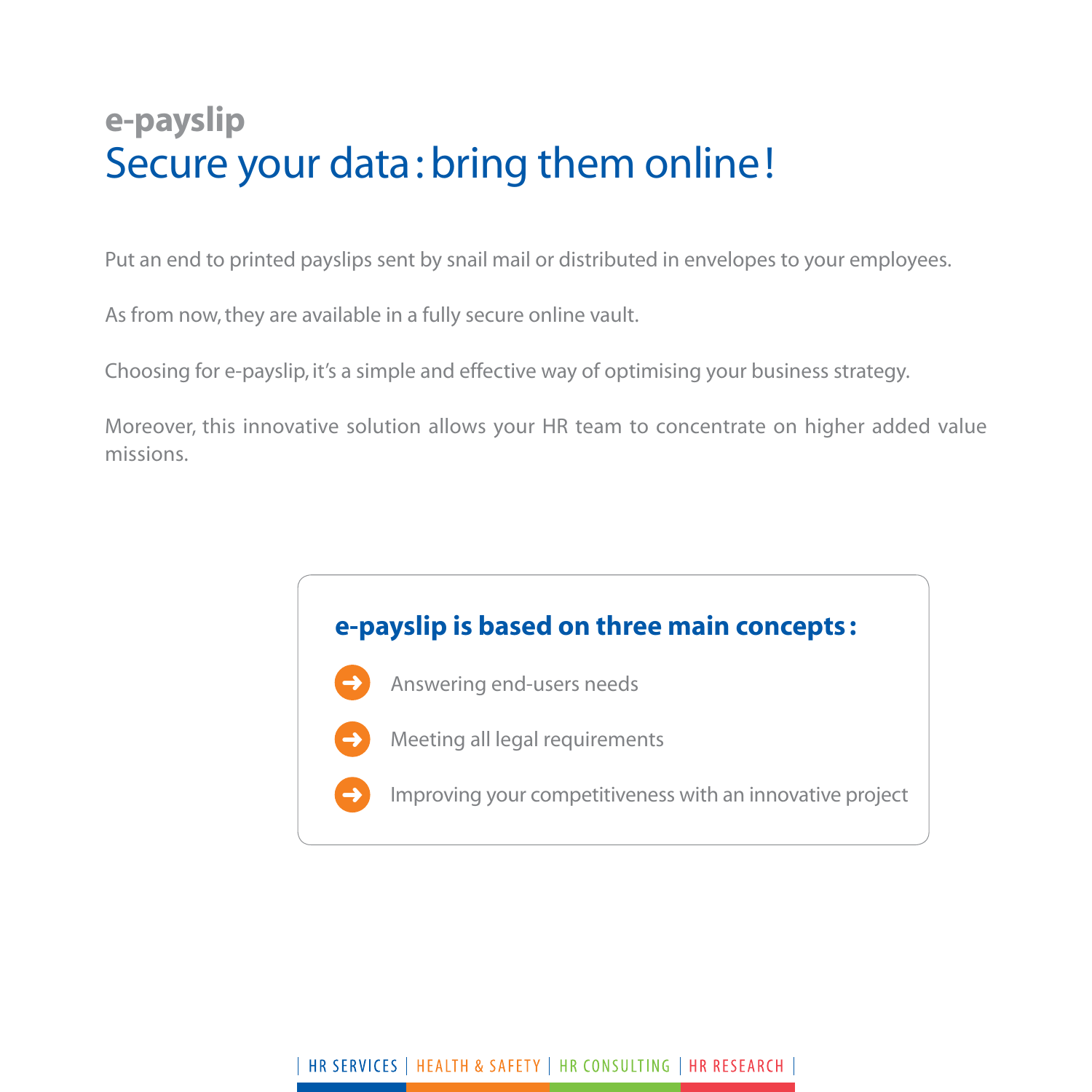## e-payslip

# Secure your data : bring them online !

Put an end to printed payslips sent by snail mail or distributed in envelopes to your employees.

As from now, they are available in a fully secure online vault.

Choosing for e-payslip, it's a simple and effective way of optimising your business strategy.

Moreover, this innovative solution allows your HR team to concentrate on higher added value missions.

### e-payslip is based on three main concepts :

- Answering end-users needs
- Meeting all legal requirements
- Improving your competitiveness with an innovative project

| HR SERVICES | HEALTH & SAFETY | HR CONSULTING | HR RESEARCH |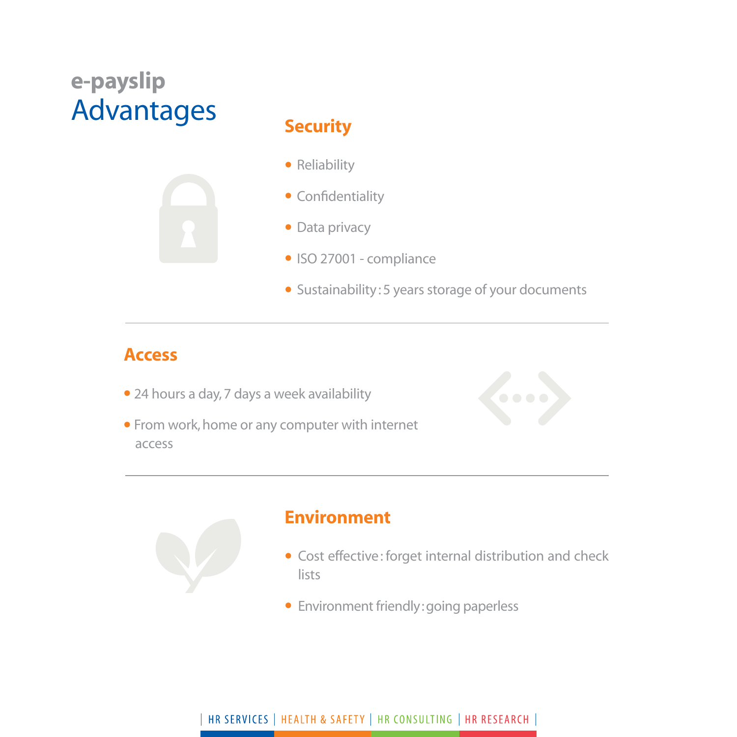# e-payslip Advantages

## Security

- Reliability
- Confidentiality
- Data privacy
- ISO 27001 - compliance
- Sustainability : 5 years storage of your documents

## Access

- 24 hours a day, 7 days a week availability
- From work, home or any computer with internet access

## Environment

- Cost effective : forget internal distribution and check lists
- Environment friendly : going paperless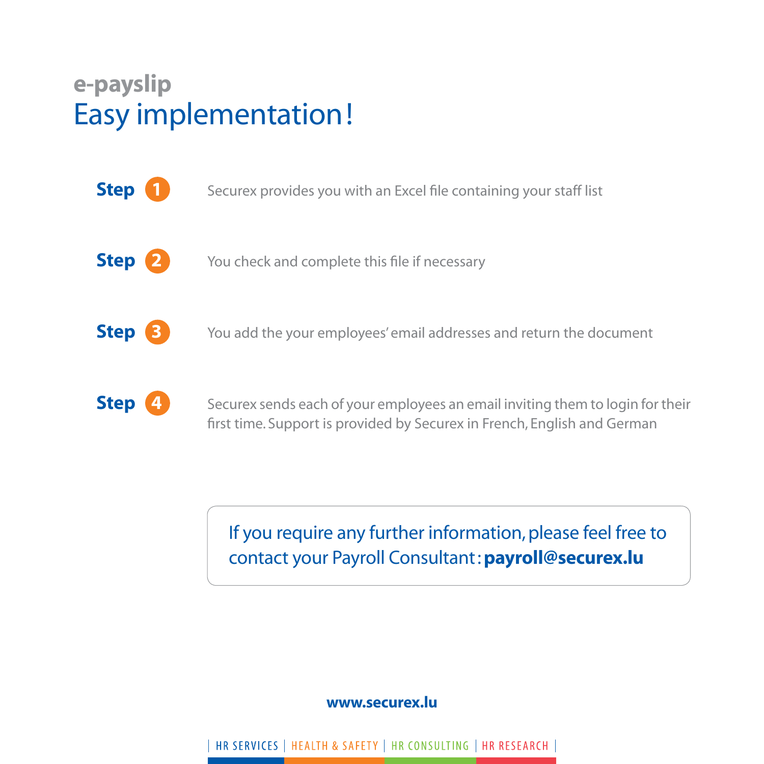## e-payslip

# Easy implementation!

**Step 1** Securex provides you with an Excel file containing your staff list

**Step 2** You check and complete this file if necessary

**Step 3** You add the your employees' email addresses and return the document

**Step 4** Securex sends each of your employees an email inviting them to login for their first time. Support is provided by Securex in French, English and German

If you require any further information, please feel free to contact your Payroll Consultant: **payroll@securex.lu**

**www.securex.lu**

| HR SERVICES | HEALTH & SAFETY | HR CONSULTING | HR RESEARCH |